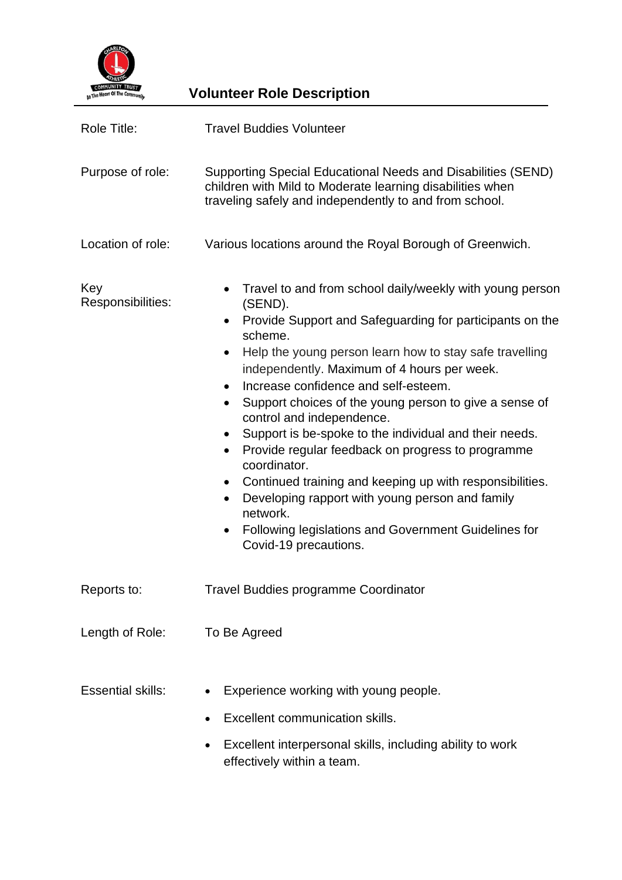# Volunteer Role Description

| | |
|---|---|
| Role Title: | Travel Buddies Volunteer |
| Purpose of role: | Supporting Special Educational Needs and Disabilities (SEND) children with Mild to Moderate learning disabilities when traveling safely and independently to and from school. |
| Location of role: | Various locations around the Royal Borough of Greenwich. |

**Key Responsibilities:**

- Travel to and from school daily/weekly with young person (SEND).
- Provide Support and Safeguarding for participants on the scheme.
- Help the young person learn how to stay safe travelling independently. Maximum of 4 hours per week.
- Increase confidence and self-esteem.
- Support choices of the young person to give a sense of control and independence.
- Support is be-spoke to the individual and their needs.
- Provide regular feedback on progress to programme coordinator.
- Continued training and keeping up with responsibilities.
- Developing rapport with young person and family network.
- Following legislations and Government Guidelines for Covid-19 precautions.

| | |
|---|---|
| Reports to: | Travel Buddies programme Coordinator |
| Length of Role: | To Be Agreed |

**Essential skills:**

- Experience working with young people.
- Excellent communication skills.
- Excellent interpersonal skills, including ability to work effectively within a team.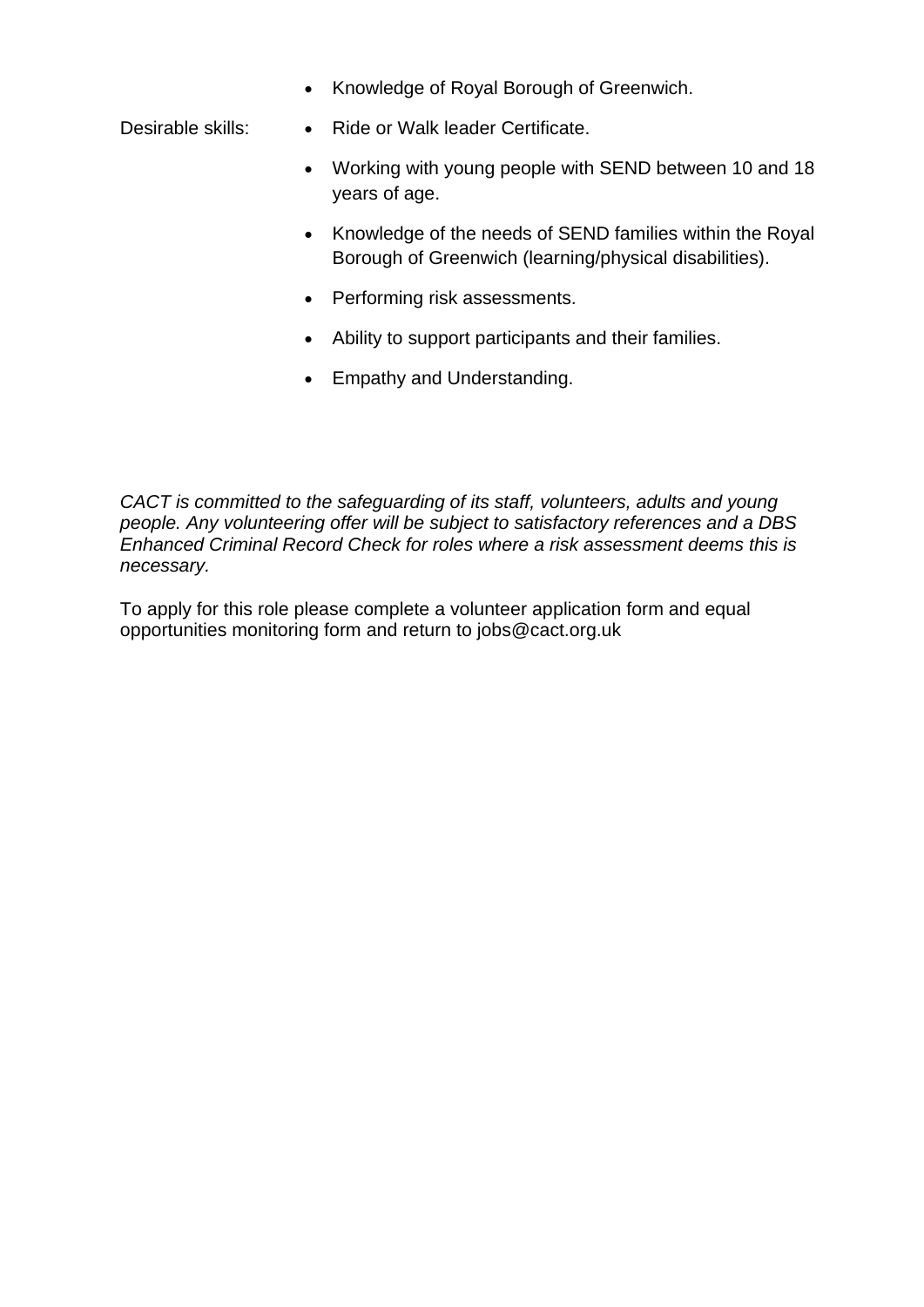- Knowledge of Royal Borough of Greenwich.

Desirable skills:

- Ride or Walk leader Certificate.
- Working with young people with SEND between 10 and 18 years of age.
- Knowledge of the needs of SEND families within the Royal Borough of Greenwich (learning/physical disabilities).
- Performing risk assessments.
- Ability to support participants and their families.
- Empathy and Understanding.

*CACT is committed to the safeguarding of its staff, volunteers, adults and young people. Any volunteering offer will be subject to satisfactory references and a DBS Enhanced Criminal Record Check for roles where a risk assessment deems this is necessary.*

To apply for this role please complete a volunteer application form and equal opportunities monitoring form and return to jobs@cact.org.uk